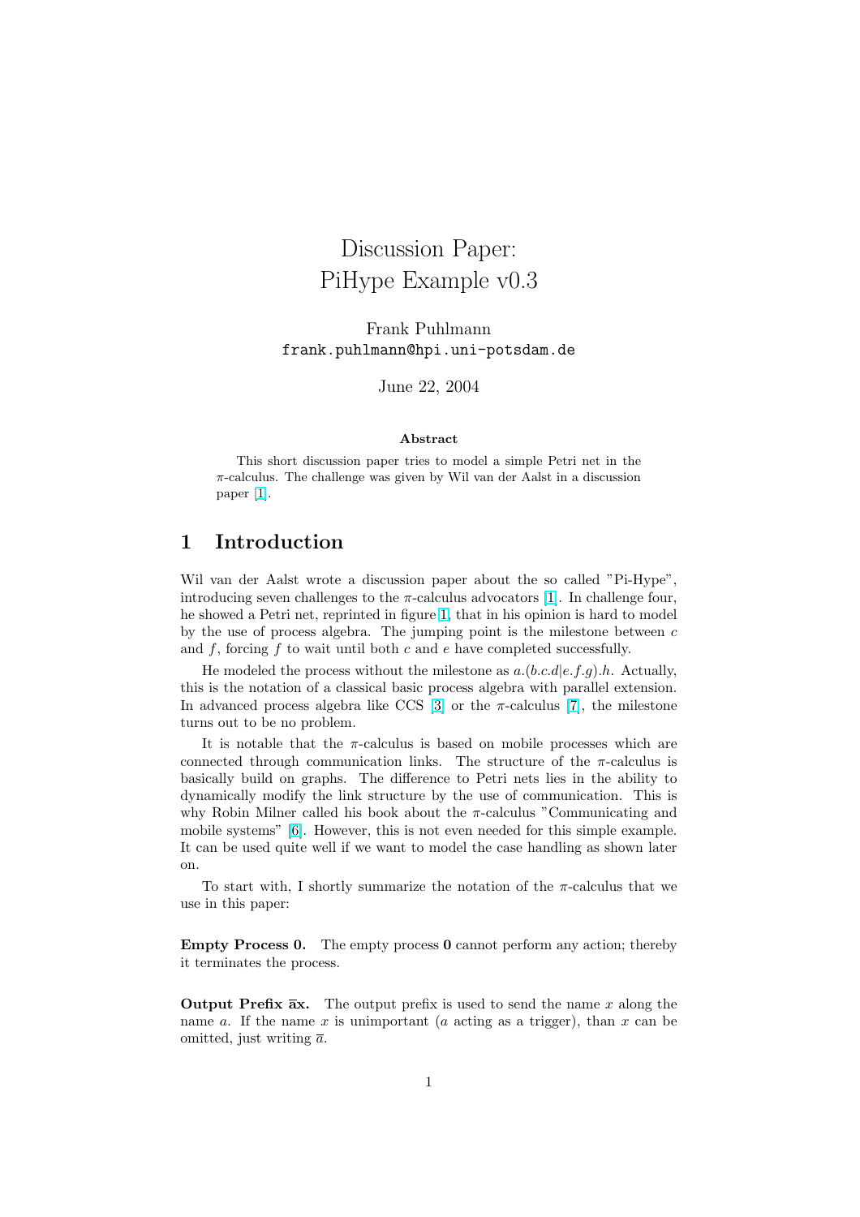# Discussion Paper: PiHype Example v0.3

Frank Puhlmann
frank.puhlmann@hpi.uni-potsdam.de

June 22, 2004

**Abstract**

This short discussion paper tries to model a simple Petri net in the $\pi$-calculus. The challenge was given by Wil van der Aalst in a discussion paper [1].

## 1 Introduction

Wil van der Aalst wrote a discussion paper about the so called "Pi-Hype", introducing seven challenges to the $\pi$-calculus advocators [1]. In challenge four, he showed a Petri net, reprinted in figure 1, that in his opinion is hard to model by the use of process algebra. The jumping point is the milestone between $c$ and $f$, forcing $f$ to wait until both $c$ and $e$ have completed successfully.

He modeled the process without the milestone as $a.(b.c.d|e.f.g).h$. Actually, this is the notation of a classical basic process algebra with parallel extension. In advanced process algebra like CCS [3] or the $\pi$-calculus [7], the milestone turns out to be no problem.

It is notable that the $\pi$-calculus is based on mobile processes which are connected through communication links. The structure of the $\pi$-calculus is basically build on graphs. The difference to Petri nets lies in the ability to dynamically modify the link structure by the use of communication. This is why Robin Milner called his book about the $\pi$-calculus "Communicating and mobile systems" [6]. However, this is not even needed for this simple example. It can be used quite well if we want to model the case handling as shown later on.

To start with, I shortly summarize the notation of the $\pi$-calculus that we use in this paper:

**Empty Process 0.** The empty process **0** cannot perform any action; thereby it terminates the process.

**Output Prefix $\overline{a}x$.** The output prefix is used to send the name $x$ along the name $a$. If the name $x$ is unimportant ($a$ acting as a trigger), than $x$ can be omitted, just writing $\overline{a}$.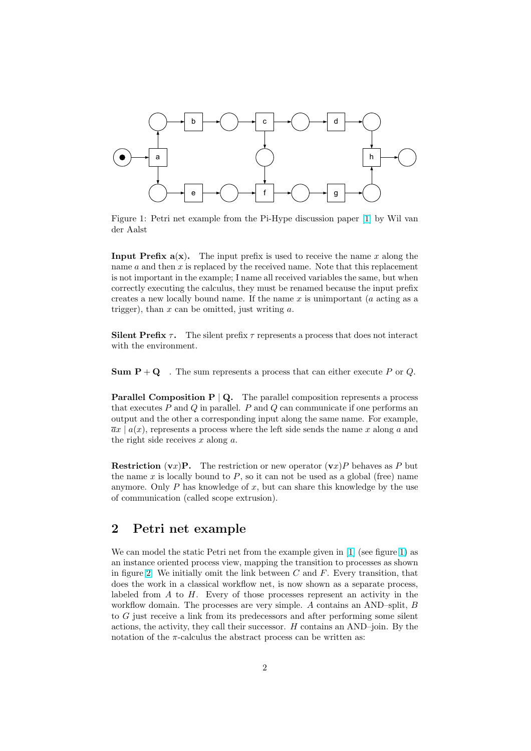Figure 1: Petri net example from the Pi-Hype discussion paper [1] by Wil van der Aalst

**Input Prefix a(x).** The input prefix is used to receive the name $x$ along the name $a$ and then $x$ is replaced by the received name. Note that this replacement is not important in the example; I name all received variables the same, but when correctly executing the calculus, they must be renamed because the input prefix creates a new locally bound name. If the name $x$ is unimportant ($a$ acting as a trigger), than $x$ can be omitted, just writing $a$.

**Silent Prefix $\tau$.** The silent prefix $\tau$ represents a process that does not interact with the environment.

**Sum $\mathbf{P} + \mathbf{Q}$** . The sum represents a process that can either execute $P$ or $Q$.

**Parallel Composition $\mathbf{P} \mid \mathbf{Q}$.** The parallel composition represents a process that executes $P$ and $Q$ in parallel. $P$ and $Q$ can communicate if one performs an output and the other a corresponding input along the same name. For example, $\overline{a}x \mid a(x)$, represents a process where the left side sends the name $x$ along $a$ and the right side receives $x$ along $a$.

**Restriction $(\mathbf{v}x)\mathbf{P}$.** The restriction or new operator $(\mathbf{v}x)P$ behaves as $P$ but the name $x$ is locally bound to $P$, so it can not be used as a global (free) name anymore. Only $P$ has knowledge of $x$, but can share this knowledge by the use of communication (called scope extrusion).

## 2 Petri net example

We can model the static Petri net from the example given in [1] (see figure 1) as an instance oriented process view, mapping the transition to processes as shown in figure 2. We initially omit the link between $C$ and $F$. Every transition, that does the work in a classical workflow net, is now shown as a separate process, labeled from $A$ to $H$. Every of those processes represent an activity in the workflow domain. The processes are very simple. $A$ contains an AND–split, $B$ to $G$ just receive a link from its predecessors and after performing some silent actions, the activity, they call their successor. $H$ contains an AND–join. By the notation of the $\pi$-calculus the abstract process can be written as: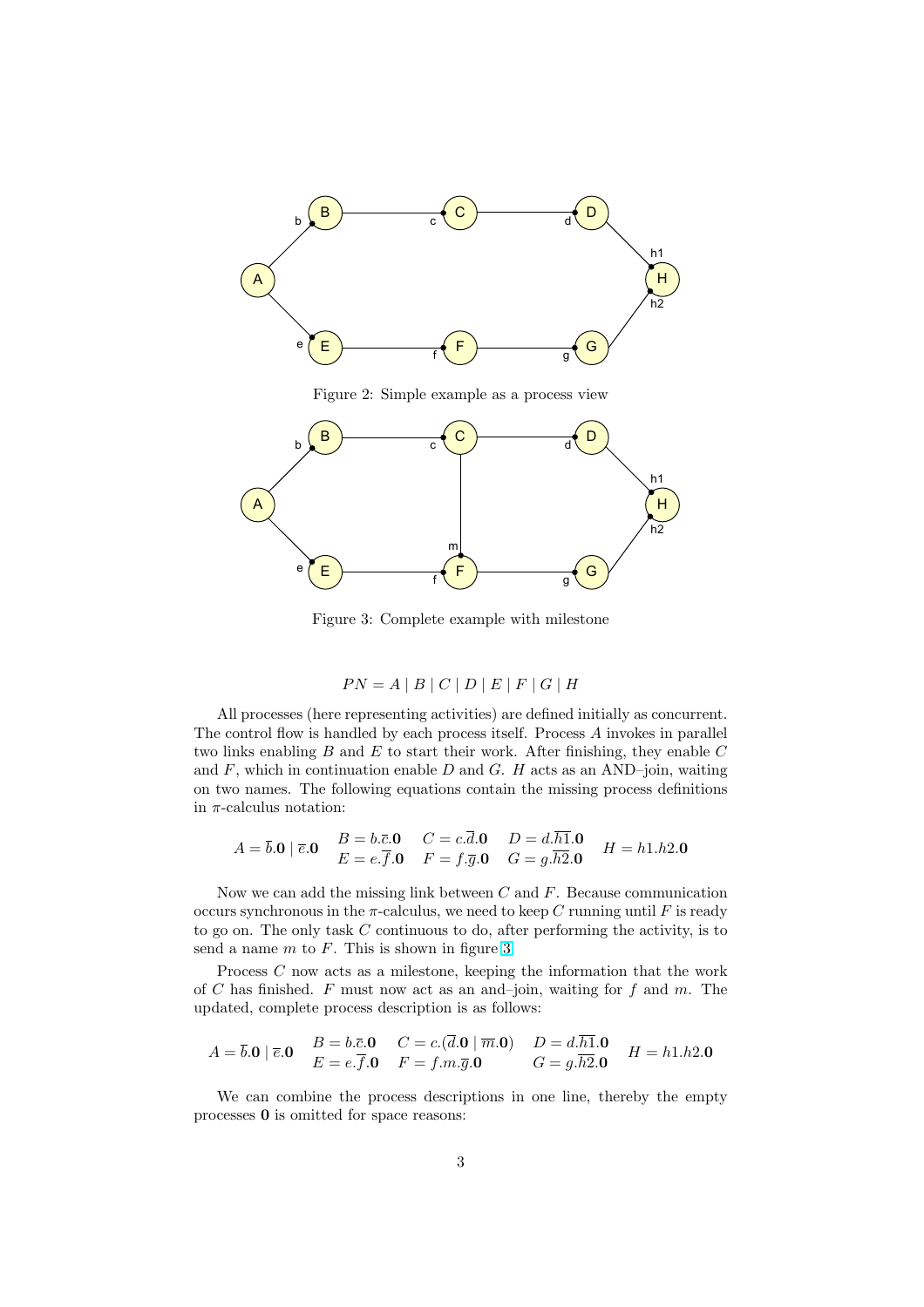Figure 2: Simple example as a process view

Figure 3: Complete example with milestone

$$PN = A \mid B \mid C \mid D \mid E \mid F \mid G \mid H$$

All processes (here representing activities) are defined initially as concurrent. The control flow is handled by each process itself. Process $A$ invokes in parallel two links enabling $B$ and $E$ to start their work. After finishing, they enable $C$ and $F$, which in continuation enable $D$ and $G$. $H$ acts as an AND–join, waiting on two names. The following equations contain the missing process definitions in $\pi$-calculus notation:

$$A = \overline{b}.\mathbf{0} \mid \overline{e}.\mathbf{0} \quad \begin{matrix} B = b.\overline{c}.\mathbf{0} & C = c.\overline{d}.\mathbf{0} & D = d.\overline{h1}.\mathbf{0} \\ E = e.\overline{f}.\mathbf{0} & F = f.\overline{g}.\mathbf{0} & G = g.\overline{h2}.\mathbf{0} \end{matrix} \quad H = h1.h2.\mathbf{0}$$

Now we can add the missing link between $C$ and $F$. Because communication occurs synchronous in the $\pi$-calculus, we need to keep $C$ running until $F$ is ready to go on. The only task $C$ continuous to do, after performing the activity, is to send a name $m$ to $F$. This is shown in figure 3.

Process $C$ now acts as a milestone, keeping the information that the work of $C$ has finished. $F$ must now act as an and–join, waiting for $f$ and $m$. The updated, complete process description is as follows:

$$A = \overline{b}.\mathbf{0} \mid \overline{e}.\mathbf{0} \quad \begin{matrix} B = b.\overline{c}.\mathbf{0} & C = c.(\overline{d}.\mathbf{0} \mid \overline{m}.\mathbf{0}) & D = d.\overline{h1}.\mathbf{0} \\ E = e.\overline{f}.\mathbf{0} & F = f.m.\overline{g}.\mathbf{0} & G = g.\overline{h2}.\mathbf{0} \end{matrix} \quad H = h1.h2.\mathbf{0}$$

We can combine the process descriptions in one line, thereby the empty processes $\mathbf{0}$ is omitted for space reasons: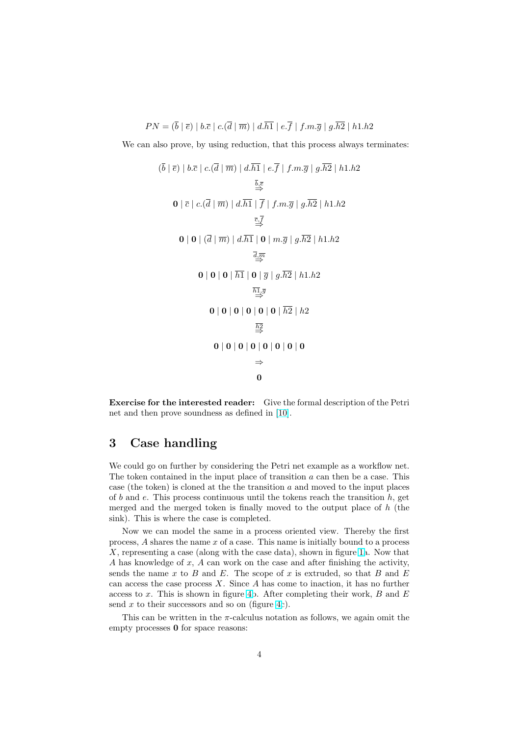$$PN = (\overline{b} \mid \overline{e}) \mid b.\overline{c} \mid c.(\overline{d} \mid \overline{m}) \mid d.\overline{h1} \mid e.\overline{f} \mid f.m.\overline{g} \mid g.\overline{h2} \mid h1.h2$$

We can also prove, by using reduction, that this process always terminates:

$$(\overline{b} \mid \overline{e}) \mid b.\overline{c} \mid c.(\overline{d} \mid \overline{m}) \mid d.\overline{h1} \mid e.\overline{f} \mid f.m.\overline{g} \mid g.\overline{h2} \mid h1.h2$$

$$\overset{\overline{b},\overline{e}}{\Rightarrow}$$

$$\mathbf{0} \mid \overline{c} \mid c.(\overline{d} \mid \overline{m}) \mid d.\overline{h1} \mid \overline{f} \mid f.m.\overline{g} \mid g.\overline{h2} \mid h1.h2$$

$$\overset{\overline{c},\overline{f}}{\Rightarrow}$$

$$\mathbf{0} \mid \mathbf{0} \mid (\overline{d} \mid \overline{m}) \mid d.\overline{h1} \mid \mathbf{0} \mid m.\overline{g} \mid g.\overline{h2} \mid h1.h2$$

$$\overset{\overline{d},\overline{m}}{\Rightarrow}$$

$$\mathbf{0} \mid \mathbf{0} \mid \mathbf{0} \mid \overline{h1} \mid \mathbf{0} \mid \overline{g} \mid g.\overline{h2} \mid h1.h2$$

$$\overset{\overline{h1},\overline{g}}{\Rightarrow}$$

$$\mathbf{0} \mid \mathbf{0} \mid \mathbf{0} \mid \mathbf{0} \mid \mathbf{0} \mid \mathbf{0} \mid \overline{h2} \mid h2$$

$$\overset{\overline{h2}}{\Rightarrow}$$

$$\mathbf{0} \mid \mathbf{0} \mid \mathbf{0} \mid \mathbf{0} \mid \mathbf{0} \mid \mathbf{0} \mid \mathbf{0} \mid \mathbf{0}$$

$$\Rightarrow$$

$$\mathbf{0}$$

**Exercise for the interested reader:** Give the formal description of the Petri net and then prove soundness as defined in [10].

# 3 Case handling

We could go on further by considering the Petri net example as a workflow net. The token contained in the input place of transition $a$ can then be a case. This case (the token) is cloned at the the transition $a$ and moved to the input places of $b$ and $e$. This process continuous until the tokens reach the transition $h$, get merged and the merged token is finally moved to the output place of $h$ (the sink). This is where the case is completed.

Now we can model the same in a process oriented view. Thereby the first process, $A$ shares the name $x$ of a case. This name is initially bound to a process $X$, representing a case (along with the case data), shown in figure 1a. Now that $A$ has knowledge of $x$, $A$ can work on the case and after finishing the activity, sends the name $x$ to $B$ and $E$. The scope of $x$ is extruded, so that $B$ and $E$ can access the case process $X$. Since $A$ has come to inaction, it has no further access to $x$. This is shown in figure 4b. After completing their work, $B$ and $E$ send $x$ to their successors and so on (figure 4c).

This can be written in the $\pi$-calculus notation as follows, we again omit the empty processes $\mathbf{0}$ for space reasons: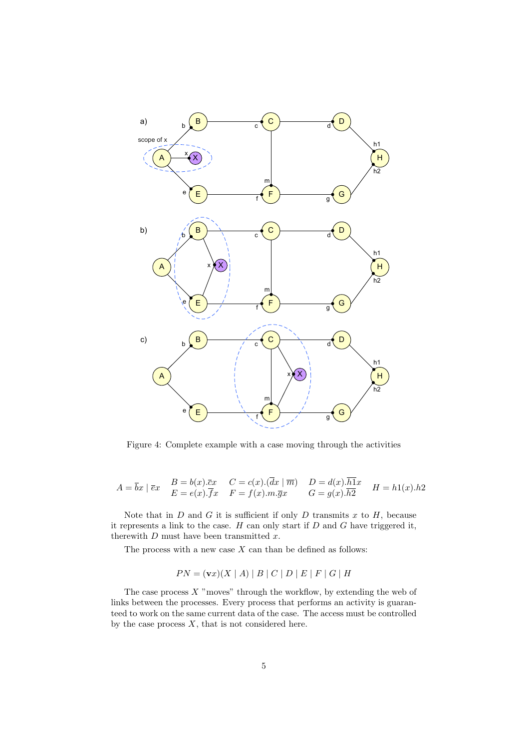Figure 4: Complete example with a case moving through the activities

$$A = \overline{b}x \mid \overline{e}x \quad \begin{array}{l} B = b(x).\overline{c}x \\ E = e(x).\overline{f}x \end{array} \quad \begin{array}{l} C = c(x).(\overline{d}x \mid \overline{m}) \\ F = f(x).m.\overline{g}x \end{array} \quad \begin{array}{l} D = d(x).\overline{h1}x \\ G = g(x).\overline{h2} \end{array} \quad H = h1(x).h2$$

Note that in $D$ and $G$ it is sufficient if only $D$ transmits $x$ to $H$, because it represents a link to the case. $H$ can only start if $D$ and $G$ have triggered it, therewith $D$ must have been transmitted $x$.

The process with a new case $X$ can than be defined as follows:

$$PN = (\mathbf{v}x)(X \mid A) \mid B \mid C \mid D \mid E \mid F \mid G \mid H$$

The case process $X$ "moves" through the workflow, by extending the web of links between the processes. Every process that performs an activity is guaranteed to work on the same current data of the case. The access must be controlled by the case process $X$, that is not considered here.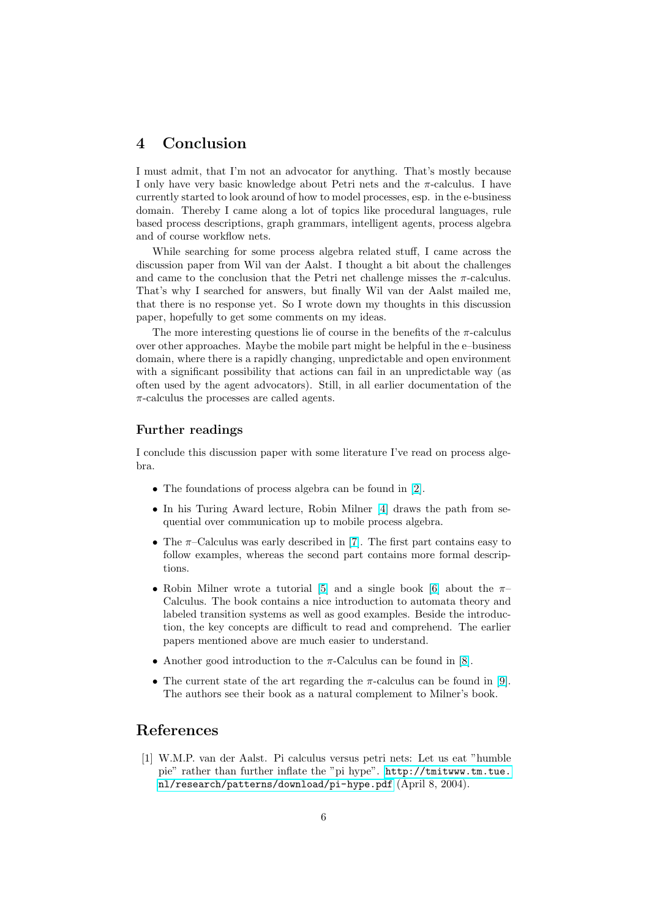## 4 Conclusion

I must admit, that I'm not an advocator for anything. That's mostly because I only have very basic knowledge about Petri nets and the $\pi$-calculus. I have currently started to look around of how to model processes, esp. in the e-business domain. Thereby I came along a lot of topics like procedural languages, rule based process descriptions, graph grammars, intelligent agents, process algebra and of course workflow nets.

While searching for some process algebra related stuff, I came across the discussion paper from Wil van der Aalst. I thought a bit about the challenges and came to the conclusion that the Petri net challenge misses the $\pi$-calculus. That's why I searched for answers, but finally Wil van der Aalst mailed me, that there is no response yet. So I wrote down my thoughts in this discussion paper, hopefully to get some comments on my ideas.

The more interesting questions lie of course in the benefits of the $\pi$-calculus over other approaches. Maybe the mobile part might be helpful in the e–business domain, where there is a rapidly changing, unpredictable and open environment with a significant possibility that actions can fail in an unpredictable way (as often used by the agent advocators). Still, in all earlier documentation of the $\pi$-calculus the processes are called agents.

### Further readings

I conclude this discussion paper with some literature I've read on process algebra.

- The foundations of process algebra can be found in [2].
- In his Turing Award lecture, Robin Milner [4] draws the path from sequential over communication up to mobile process algebra.
- The $\pi$–Calculus was early described in [7]. The first part contains easy to follow examples, whereas the second part contains more formal descriptions.
- Robin Milner wrote a tutorial [5] and a single book [6] about the $\pi$–Calculus. The book contains a nice introduction to automata theory and labeled transition systems as well as good examples. Beside the introduction, the key concepts are difficult to read and comprehend. The earlier papers mentioned above are much easier to understand.
- Another good introduction to the $\pi$-Calculus can be found in [8].
- The current state of the art regarding the $\pi$-calculus can be found in [9]. The authors see their book as a natural complement to Milner's book.

## References

[1] W.M.P. van der Aalst. Pi calculus versus petri nets: Let us eat "humble pie" rather than further inflate the "pi hype". http://tmitwww.tm.tue.nl/research/patterns/download/pi-hype.pdf (April 8, 2004).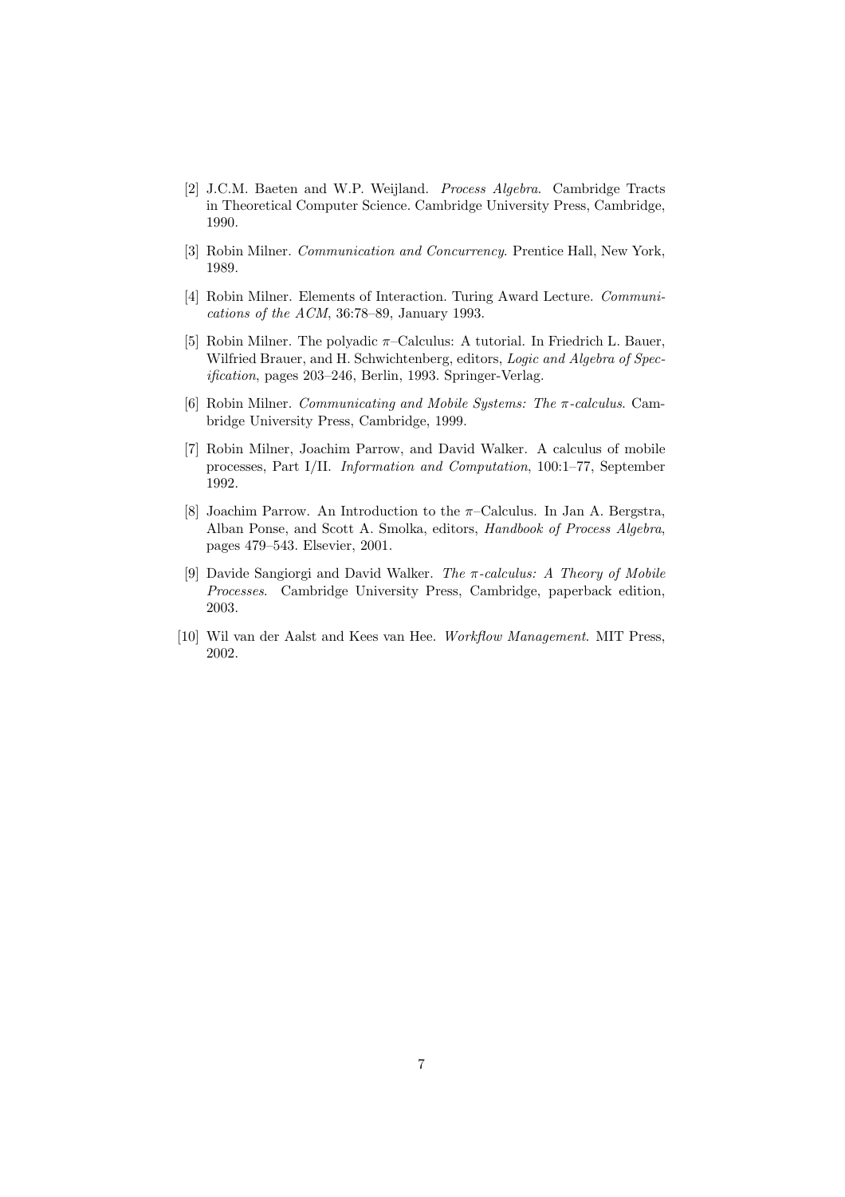[2] J.C.M. Baeten and W.P. Weijland. *Process Algebra*. Cambridge Tracts in Theoretical Computer Science. Cambridge University Press, Cambridge, 1990.

[3] Robin Milner. *Communication and Concurrency*. Prentice Hall, New York, 1989.

[4] Robin Milner. Elements of Interaction. Turing Award Lecture. *Communications of the ACM*, 36:78–89, January 1993.

[5] Robin Milner. The polyadic $\pi$–Calculus: A tutorial. In Friedrich L. Bauer, Wilfried Brauer, and H. Schwichtenberg, editors, *Logic and Algebra of Specification*, pages 203–246, Berlin, 1993. Springer-Verlag.

[6] Robin Milner. *Communicating and Mobile Systems: The $\pi$-calculus*. Cambridge University Press, Cambridge, 1999.

[7] Robin Milner, Joachim Parrow, and David Walker. A calculus of mobile processes, Part I/II. *Information and Computation*, 100:1–77, September 1992.

[8] Joachim Parrow. An Introduction to the $\pi$–Calculus. In Jan A. Bergstra, Alban Ponse, and Scott A. Smolka, editors, *Handbook of Process Algebra*, pages 479–543. Elsevier, 2001.

[9] Davide Sangiorgi and David Walker. *The $\pi$-calculus: A Theory of Mobile Processes*. Cambridge University Press, Cambridge, paperback edition, 2003.

[10] Wil van der Aalst and Kees van Hee. *Workflow Management*. MIT Press, 2002.